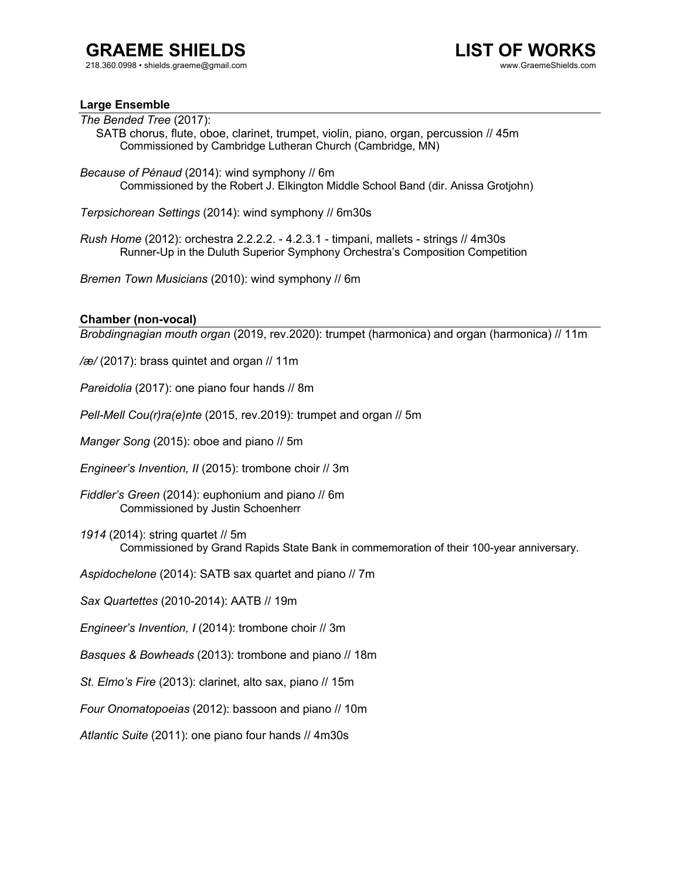# GRAEME SHIELDS

218.360.0998 • shields.graeme@gmail.com

# LIST OF WORKS

www.GraemeShields.com

## Large Ensemble

*The Bended Tree* (2017):
SATB chorus, flute, oboe, clarinet, trumpet, violin, piano, organ, percussion // 45m
Commissioned by Cambridge Lutheran Church (Cambridge, MN)

*Because of Pénaud* (2014): wind symphony // 6m
Commissioned by the Robert J. Elkington Middle School Band (dir. Anissa Grotjohn)

*Terpsichorean Settings* (2014): wind symphony // 6m30s

*Rush Home* (2012): orchestra 2.2.2.2. - 4.2.3.1 - timpani, mallets - strings // 4m30s
Runner-Up in the Duluth Superior Symphony Orchestra's Composition Competition

*Bremen Town Musicians* (2010): wind symphony // 6m

## Chamber (non-vocal)

*Brobdingnagian mouth organ* (2019, rev.2020): trumpet (harmonica) and organ (harmonica) // 11m

*/æ/* (2017): brass quintet and organ // 11m

*Pareidolia* (2017): one piano four hands // 8m

*Pell-Mell Cou(r)ra(e)nte* (2015, rev.2019): trumpet and organ // 5m

*Manger Song* (2015): oboe and piano // 5m

*Engineer's Invention, II* (2015): trombone choir // 3m

*Fiddler's Green* (2014): euphonium and piano // 6m
Commissioned by Justin Schoenherr

*1914* (2014): string quartet // 5m
Commissioned by Grand Rapids State Bank in commemoration of their 100-year anniversary.

*Aspidochelone* (2014): SATB sax quartet and piano // 7m

*Sax Quartettes* (2010-2014): AATB // 19m

*Engineer's Invention, I* (2014): trombone choir // 3m

*Basques & Bowheads* (2013): trombone and piano // 18m

*St. Elmo's Fire* (2013): clarinet, alto sax, piano // 15m

*Four Onomatopoeias* (2012): bassoon and piano // 10m

*Atlantic Suite* (2011): one piano four hands // 4m30s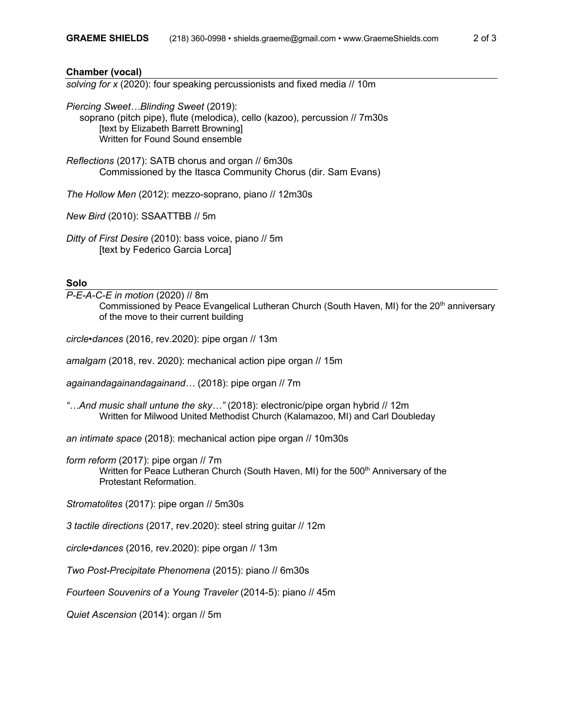## Chamber (vocal)

*solving for x* (2020): four speaking percussionists and fixed media // 10m

*Piercing Sweet…Blinding Sweet* (2019):
soprano (pitch pipe), flute (melodica), cello (kazoo), percussion // 7m30s
[text by Elizabeth Barrett Browning]
Written for Found Sound ensemble

*Reflections* (2017): SATB chorus and organ // 6m30s
Commissioned by the Itasca Community Chorus (dir. Sam Evans)

*The Hollow Men* (2012): mezzo-soprano, piano // 12m30s

*New Bird* (2010): SSAATTBB // 5m

*Ditty of First Desire* (2010): bass voice, piano // 5m
[text by Federico Garcia Lorca]

## Solo

*P-E-A-C-E in motion* (2020) // 8m
Commissioned by Peace Evangelical Lutheran Church (South Haven, MI) for the 20th anniversary of the move to their current building

*circle•dances* (2016, rev.2020): pipe organ // 13m

*amalgam* (2018, rev. 2020): mechanical action pipe organ // 15m

*againandagainandagainand…* (2018): pipe organ // 7m

*"…And music shall untune the sky…"* (2018): electronic/pipe organ hybrid // 12m
Written for Milwood United Methodist Church (Kalamazoo, MI) and Carl Doubleday

*an intimate space* (2018): mechanical action pipe organ // 10m30s

*form reform* (2017): pipe organ // 7m
Written for Peace Lutheran Church (South Haven, MI) for the 500th Anniversary of the Protestant Reformation.

*Stromatolites* (2017): pipe organ // 5m30s

*3 tactile directions* (2017, rev.2020): steel string guitar // 12m

*circle•dances* (2016, rev.2020): pipe organ // 13m

*Two Post-Precipitate Phenomena* (2015): piano // 6m30s

*Fourteen Souvenirs of a Young Traveler* (2014-5): piano // 45m

*Quiet Ascension* (2014): organ // 5m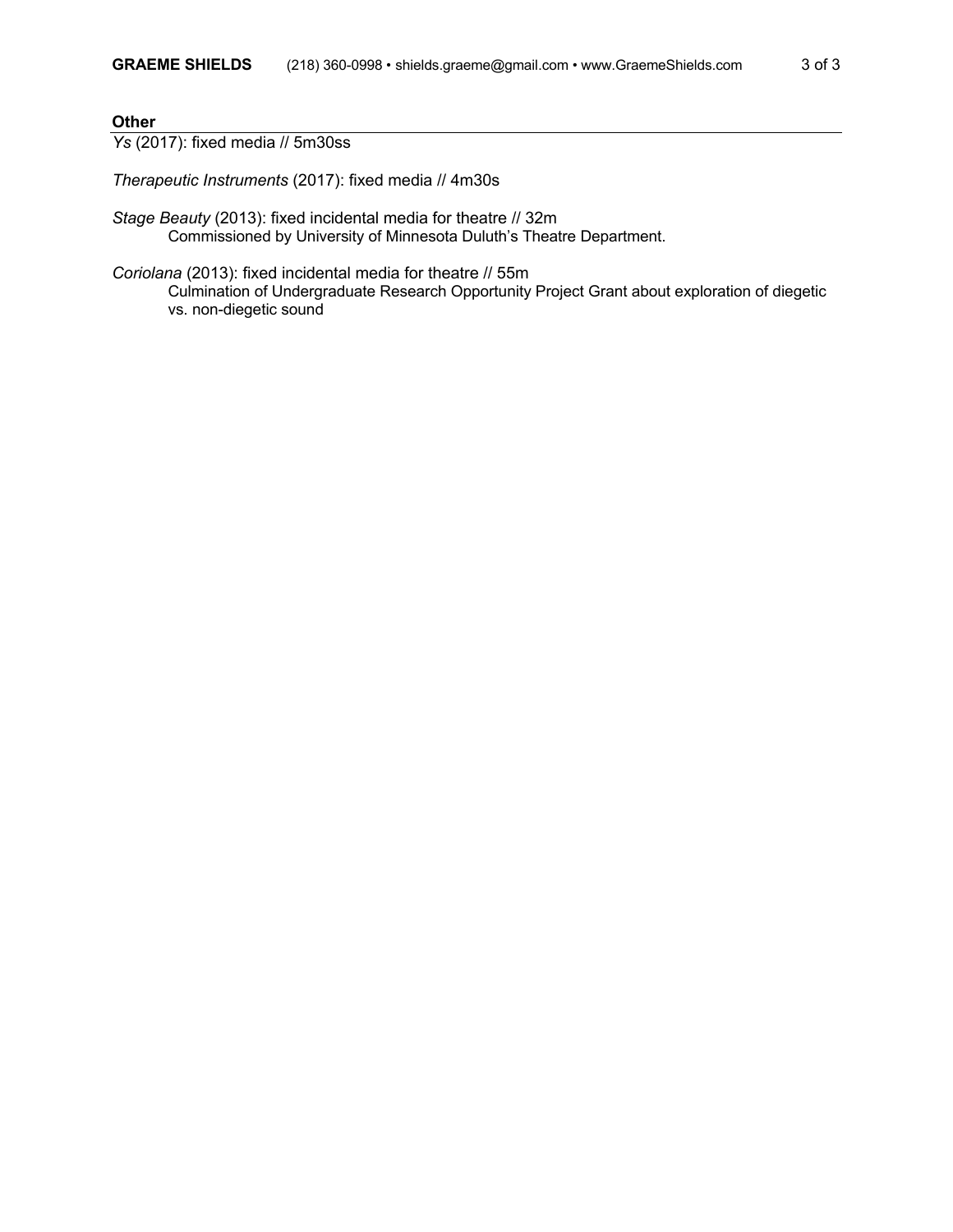### Other

*Ys* (2017): fixed media // 5m30ss

*Therapeutic Instruments* (2017): fixed media // 4m30s

*Stage Beauty* (2013): fixed incidental media for theatre // 32m
Commissioned by University of Minnesota Duluth's Theatre Department.

*Coriolana* (2013): fixed incidental media for theatre // 55m
Culmination of Undergraduate Research Opportunity Project Grant about exploration of diegetic vs. non-diegetic sound